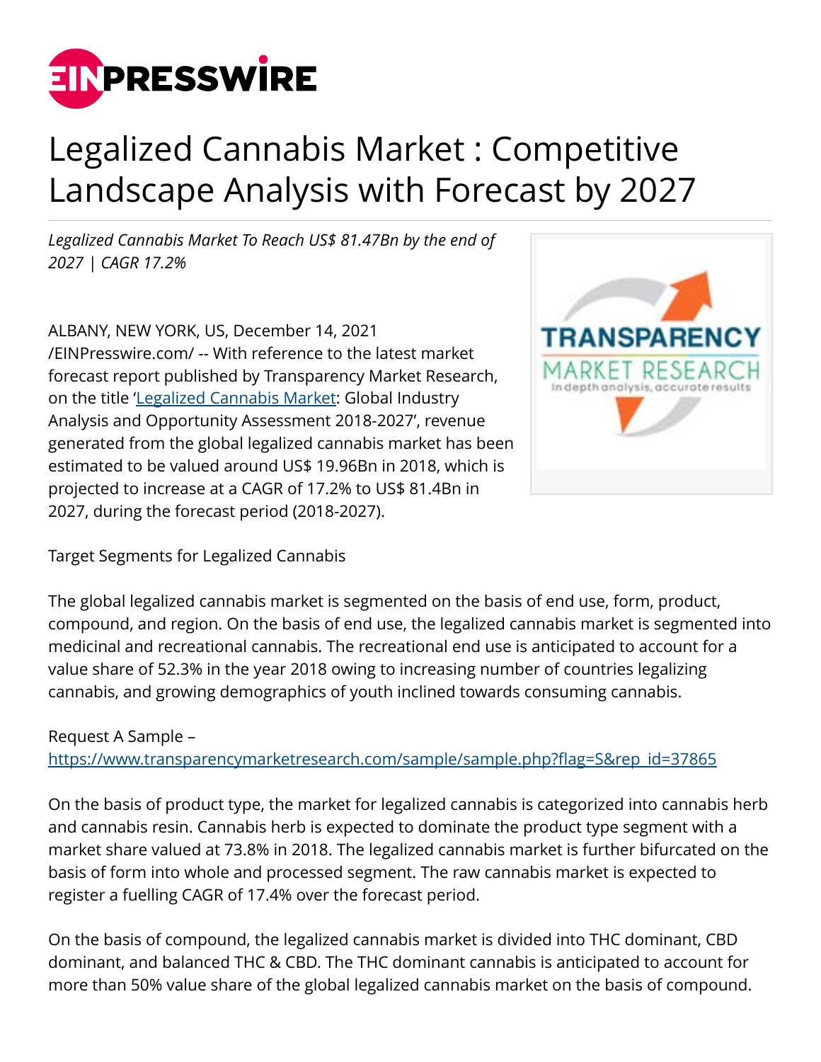# Legalized Cannabis Market : Competitive Landscape Analysis with Forecast by 2027

*Legalized Cannabis Market To Reach US$ 81.47Bn by the end of 2027 | CAGR 17.2%*

ALBANY, NEW YORK, US, December 14, 2021 /EINPresswire.com/ -- With reference to the latest market forecast report published by Transparency Market Research, on the title '[Legalized Cannabis Market](https://www.transparencymarketresearch.com/legalized-cannabis-market.html): Global Industry Analysis and Opportunity Assessment 2018-2027', revenue generated from the global legalized cannabis market has been estimated to be valued around US$ 19.96Bn in 2018, which is projected to increase at a CAGR of 17.2% to US$ 81.4Bn in 2027, during the forecast period (2018-2027).

Target Segments for Legalized Cannabis

The global legalized cannabis market is segmented on the basis of end use, form, product, compound, and region. On the basis of end use, the legalized cannabis market is segmented into medicinal and recreational cannabis. The recreational end use is anticipated to account for a value share of 52.3% in the year 2018 owing to increasing number of countries legalizing cannabis, and growing demographics of youth inclined towards consuming cannabis.

Request A Sample –
https://www.transparencymarketresearch.com/sample/sample.php?flag=S&rep_id=37865

On the basis of product type, the market for legalized cannabis is categorized into cannabis herb and cannabis resin. Cannabis herb is expected to dominate the product type segment with a market share valued at 73.8% in 2018. The legalized cannabis market is further bifurcated on the basis of form into whole and processed segment. The raw cannabis market is expected to register a fuelling CAGR of 17.4% over the forecast period.

On the basis of compound, the legalized cannabis market is divided into THC dominant, CBD dominant, and balanced THC & CBD. The THC dominant cannabis is anticipated to account for more than 50% value share of the global legalized cannabis market on the basis of compound.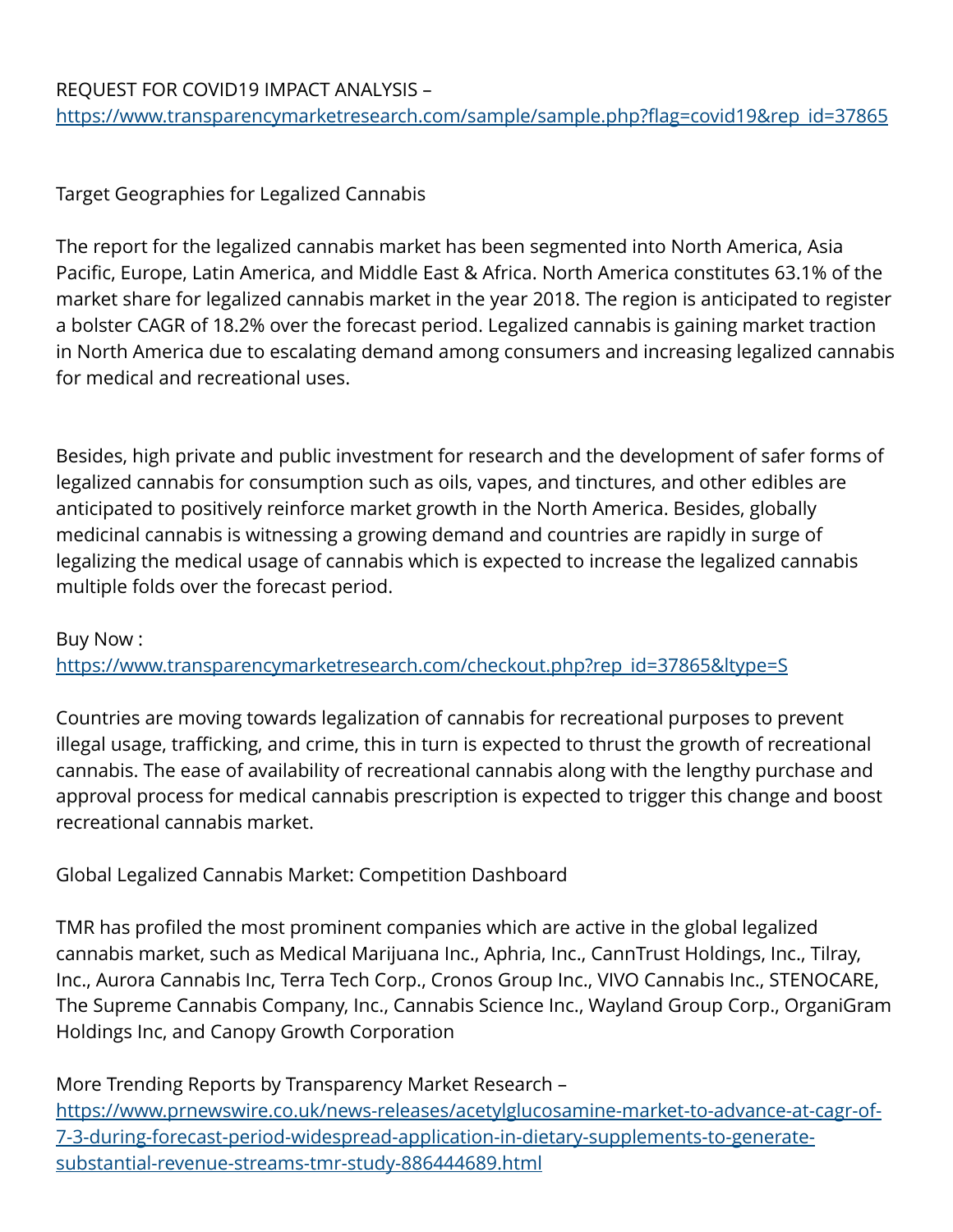REQUEST FOR COVID19 IMPACT ANALYSIS – [https://www.transparencymarketresearch.com/sample/sample.php?flag=covid19&rep_id=37865](https://www.transparencymarketresearch.com/sample/sample.php?flag=covid19&rep_id=37865)

## Target Geographies for Legalized Cannabis

The report for the legalized cannabis market has been segmented into North America, Asia Pacific, Europe, Latin America, and Middle East & Africa. North America constitutes 63.1% of the market share for legalized cannabis market in the year 2018. The region is anticipated to register a bolster CAGR of 18.2% over the forecast period. Legalized cannabis is gaining market traction in North America due to escalating demand among consumers and increasing legalized cannabis for medical and recreational uses.

Besides, high private and public investment for research and the development of safer forms of legalized cannabis for consumption such as oils, vapes, and tinctures, and other edibles are anticipated to positively reinforce market growth in the North America. Besides, globally medicinal cannabis is witnessing a growing demand and countries are rapidly in surge of legalizing the medical usage of cannabis which is expected to increase the legalized cannabis multiple folds over the forecast period.

Buy Now : [https://www.transparencymarketresearch.com/checkout.php?rep_id=37865&ltype=S](https://www.transparencymarketresearch.com/checkout.php?rep_id=37865&ltype=S)

Countries are moving towards legalization of cannabis for recreational purposes to prevent illegal usage, trafficking, and crime, this in turn is expected to thrust the growth of recreational cannabis. The ease of availability of recreational cannabis along with the lengthy purchase and approval process for medical cannabis prescription is expected to trigger this change and boost recreational cannabis market.

## Global Legalized Cannabis Market: Competition Dashboard

TMR has profiled the most prominent companies which are active in the global legalized cannabis market, such as Medical Marijuana Inc., Aphria, Inc., CannTrust Holdings, Inc., Tilray, Inc., Aurora Cannabis Inc, Terra Tech Corp., Cronos Group Inc., VIVO Cannabis Inc., STENOCARE, The Supreme Cannabis Company, Inc., Cannabis Science Inc., Wayland Group Corp., OrganiGram Holdings Inc, and Canopy Growth Corporation

More Trending Reports by Transparency Market Research – [https://www.prnewswire.co.uk/news-releases/acetylglucosamine-market-to-advance-at-cagr-of-7-3-during-forecast-period-widespread-application-in-dietary-supplements-to-generate-substantial-revenue-streams-tmr-study-886444689.html](https://www.prnewswire.co.uk/news-releases/acetylglucosamine-market-to-advance-at-cagr-of-7-3-during-forecast-period-widespread-application-in-dietary-supplements-to-generate-substantial-revenue-streams-tmr-study-886444689.html)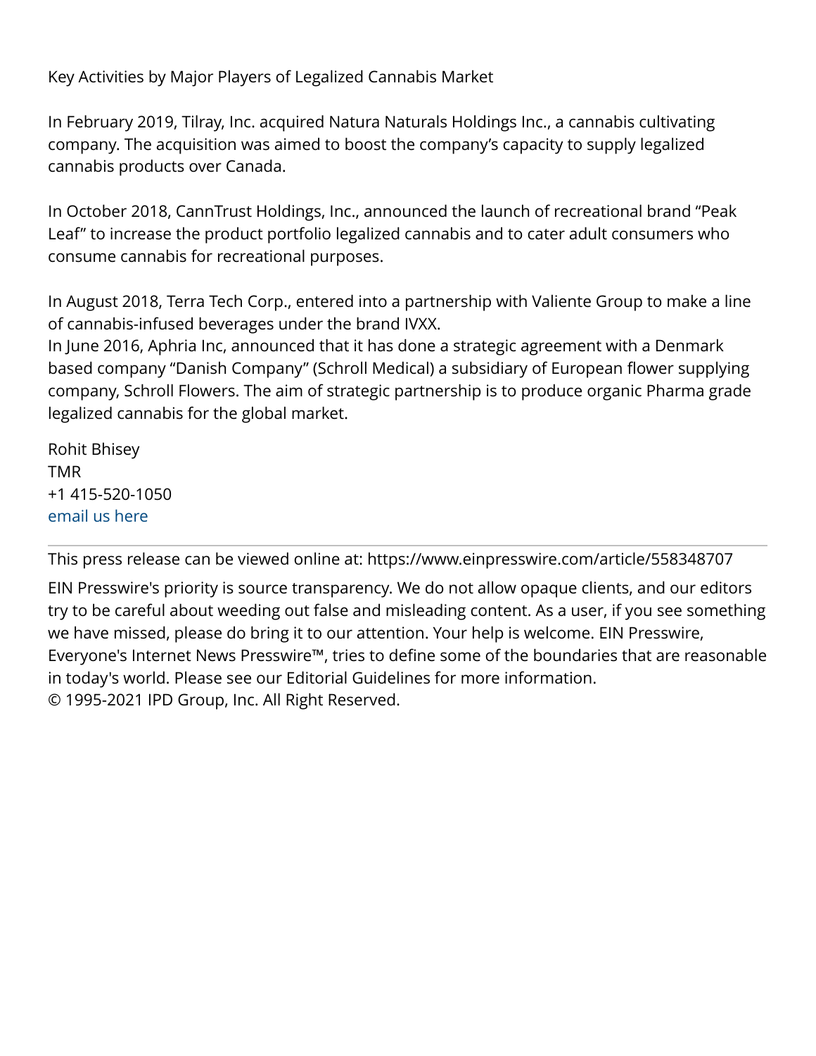Key Activities by Major Players of Legalized Cannabis Market

In February 2019, Tilray, Inc. acquired Natura Naturals Holdings Inc., a cannabis cultivating company. The acquisition was aimed to boost the company's capacity to supply legalized cannabis products over Canada.

In October 2018, CannTrust Holdings, Inc., announced the launch of recreational brand "Peak Leaf" to increase the product portfolio legalized cannabis and to cater adult consumers who consume cannabis for recreational purposes.

In August 2018, Terra Tech Corp., entered into a partnership with Valiente Group to make a line of cannabis-infused beverages under the brand IVXX.
In June 2016, Aphria Inc, announced that it has done a strategic agreement with a Denmark based company "Danish Company" (Schroll Medical) a subsidiary of European flower supplying company, Schroll Flowers. The aim of strategic partnership is to produce organic Pharma grade legalized cannabis for the global market.

Rohit Bhisey
TMR
+1 415-520-1050
email us here

---

This press release can be viewed online at: https://www.einpresswire.com/article/558348707

EIN Presswire's priority is source transparency. We do not allow opaque clients, and our editors try to be careful about weeding out false and misleading content. As a user, if you see something we have missed, please do bring it to our attention. Your help is welcome. EIN Presswire, Everyone's Internet News Presswire™, tries to define some of the boundaries that are reasonable in today's world. Please see our Editorial Guidelines for more information.
© 1995-2021 IPD Group, Inc. All Right Reserved.